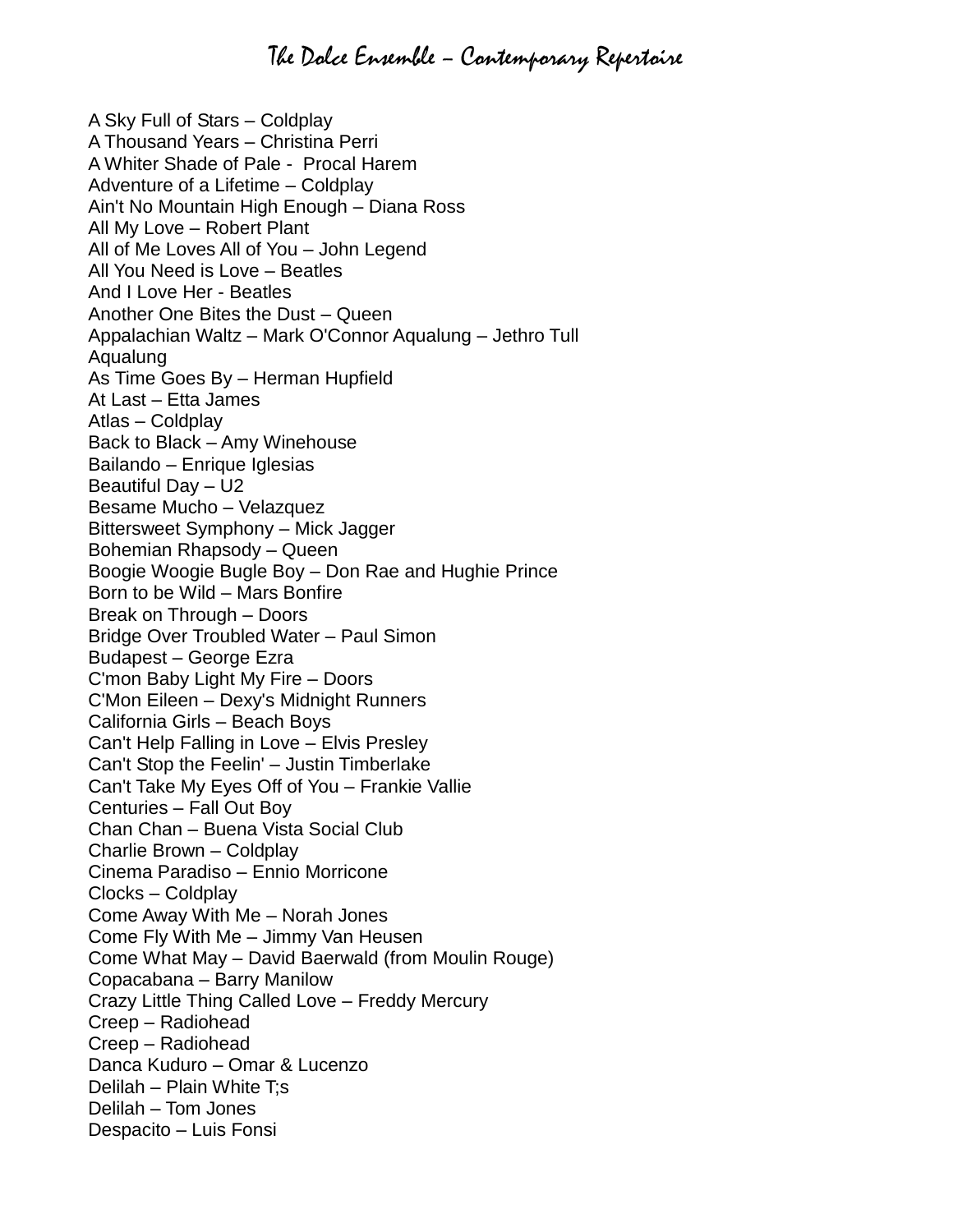# The Dolce Ensemble – Contemporary Repertoire

A Sky Full of Stars – Coldplay
A Thousand Years – Christina Perri
A Whiter Shade of Pale - Procal Harem
Adventure of a Lifetime – Coldplay
Ain't No Mountain High Enough – Diana Ross
All My Love – Robert Plant
All of Me Loves All of You – John Legend
All You Need is Love – Beatles
And I Love Her - Beatles
Another One Bites the Dust – Queen
Appalachian Waltz – Mark O'Connor Aqualung – Jethro Tull
Aqualung
As Time Goes By – Herman Hupfield
At Last – Etta James
Atlas – Coldplay
Back to Black – Amy Winehouse
Bailando – Enrique Iglesias
Beautiful Day – U2
Besame Mucho – Velazquez
Bittersweet Symphony – Mick Jagger
Bohemian Rhapsody – Queen
Boogie Woogie Bugle Boy – Don Rae and Hughie Prince
Born to be Wild – Mars Bonfire
Break on Through – Doors
Bridge Over Troubled Water – Paul Simon
Budapest – George Ezra
C'mon Baby Light My Fire – Doors
C'Mon Eileen – Dexy's Midnight Runners
California Girls – Beach Boys
Can't Help Falling in Love – Elvis Presley
Can't Stop the Feelin' – Justin Timberlake
Can't Take My Eyes Off of You – Frankie Vallie
Centuries – Fall Out Boy
Chan Chan – Buena Vista Social Club
Charlie Brown – Coldplay
Cinema Paradiso – Ennio Morricone
Clocks – Coldplay
Come Away With Me – Norah Jones
Come Fly With Me – Jimmy Van Heusen
Come What May – David Baerwald (from Moulin Rouge)
Copacabana – Barry Manilow
Crazy Little Thing Called Love – Freddy Mercury
Creep – Radiohead
Creep – Radiohead
Danca Kuduro – Omar & Lucenzo
Delilah – Plain White T;s
Delilah – Tom Jones
Despacito – Luis Fonsi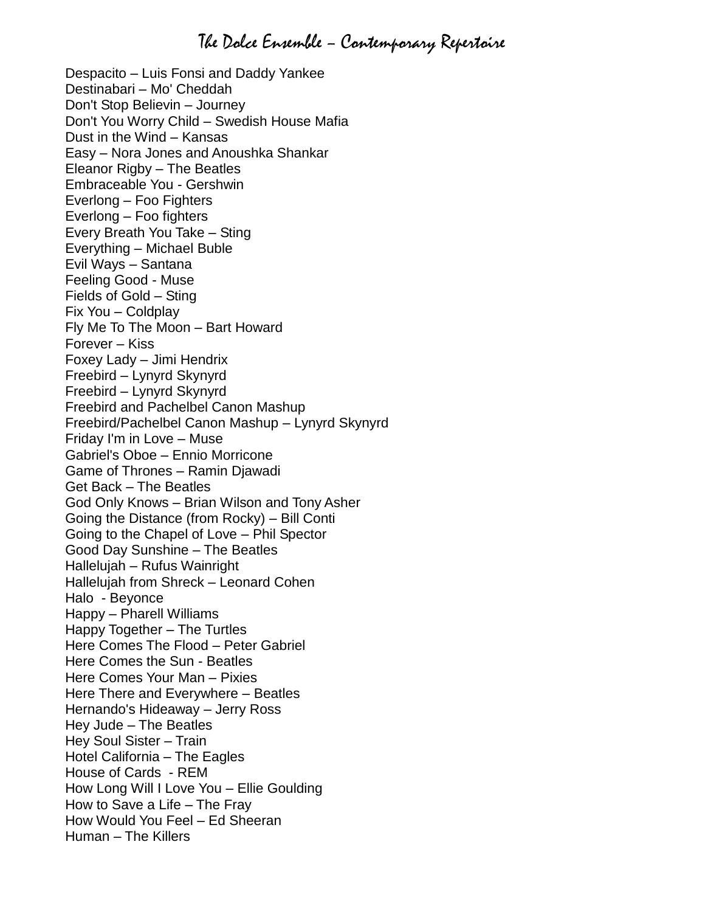# The Dolce Ensemble – Contemporary Repertoire

Despacito – Luis Fonsi and Daddy Yankee
Destinabari – Mo' Cheddah
Don't Stop Believin – Journey
Don't You Worry Child – Swedish House Mafia
Dust in the Wind – Kansas
Easy – Nora Jones and Anoushka Shankar
Eleanor Rigby – The Beatles
Embraceable You - Gershwin
Everlong – Foo Fighters
Everlong – Foo fighters
Every Breath You Take – Sting
Everything – Michael Buble
Evil Ways – Santana
Feeling Good - Muse
Fields of Gold – Sting
Fix You – Coldplay
Fly Me To The Moon – Bart Howard
Forever – Kiss
Foxey Lady – Jimi Hendrix
Freebird – Lynyrd Skynyrd
Freebird – Lynyrd Skynyrd
Freebird and Pachelbel Canon Mashup
Freebird/Pachelbel Canon Mashup – Lynyrd Skynyrd
Friday I'm in Love – Muse
Gabriel's Oboe – Ennio Morricone
Game of Thrones – Ramin Djawadi
Get Back – The Beatles
God Only Knows – Brian Wilson and Tony Asher
Going the Distance (from Rocky) – Bill Conti
Going to the Chapel of Love – Phil Spector
Good Day Sunshine – The Beatles
Hallelujah – Rufus Wainright
Hallelujah from Shreck – Leonard Cohen
Halo - Beyonce
Happy – Pharell Williams
Happy Together – The Turtles
Here Comes The Flood – Peter Gabriel
Here Comes the Sun - Beatles
Here Comes Your Man – Pixies
Here There and Everywhere – Beatles
Hernando's Hideaway – Jerry Ross
Hey Jude – The Beatles
Hey Soul Sister – Train
Hotel California – The Eagles
House of Cards - REM
How Long Will I Love You – Ellie Goulding
How to Save a Life – The Fray
How Would You Feel – Ed Sheeran
Human – The Killers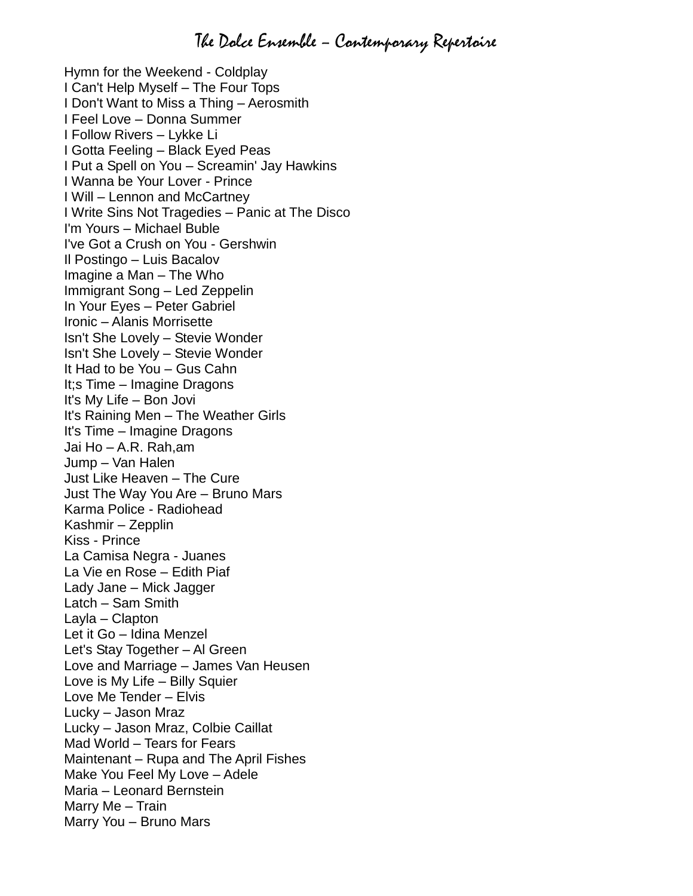# The Dolce Ensemble – Contemporary Repertoire

Hymn for the Weekend - Coldplay
I Can't Help Myself – The Four Tops
I Don't Want to Miss a Thing – Aerosmith
I Feel Love – Donna Summer
I Follow Rivers – Lykke Li
I Gotta Feeling – Black Eyed Peas
I Put a Spell on You – Screamin' Jay Hawkins
I Wanna be Your Lover - Prince
I Will – Lennon and McCartney
I Write Sins Not Tragedies – Panic at The Disco
I'm Yours – Michael Buble
I've Got a Crush on You - Gershwin
Il Postingo – Luis Bacalov
Imagine a Man – The Who
Immigrant Song – Led Zeppelin
In Your Eyes – Peter Gabriel
Ironic – Alanis Morrisette
Isn't She Lovely – Stevie Wonder
Isn't She Lovely – Stevie Wonder
It Had to be You – Gus Cahn
It;s Time – Imagine Dragons
It's My Life – Bon Jovi
It's Raining Men – The Weather Girls
It's Time – Imagine Dragons
Jai Ho – A.R. Rah,am
Jump – Van Halen
Just Like Heaven – The Cure
Just The Way You Are – Bruno Mars
Karma Police - Radiohead
Kashmir – Zepplin
Kiss - Prince
La Camisa Negra - Juanes
La Vie en Rose – Edith Piaf
Lady Jane – Mick Jagger
Latch – Sam Smith
Layla – Clapton
Let it Go – Idina Menzel
Let's Stay Together – Al Green
Love and Marriage – James Van Heusen
Love is My Life – Billy Squier
Love Me Tender – Elvis
Lucky – Jason Mraz
Lucky – Jason Mraz, Colbie Caillat
Mad World – Tears for Fears
Maintenant – Rupa and The April Fishes
Make You Feel My Love – Adele
Maria – Leonard Bernstein
Marry Me – Train
Marry You – Bruno Mars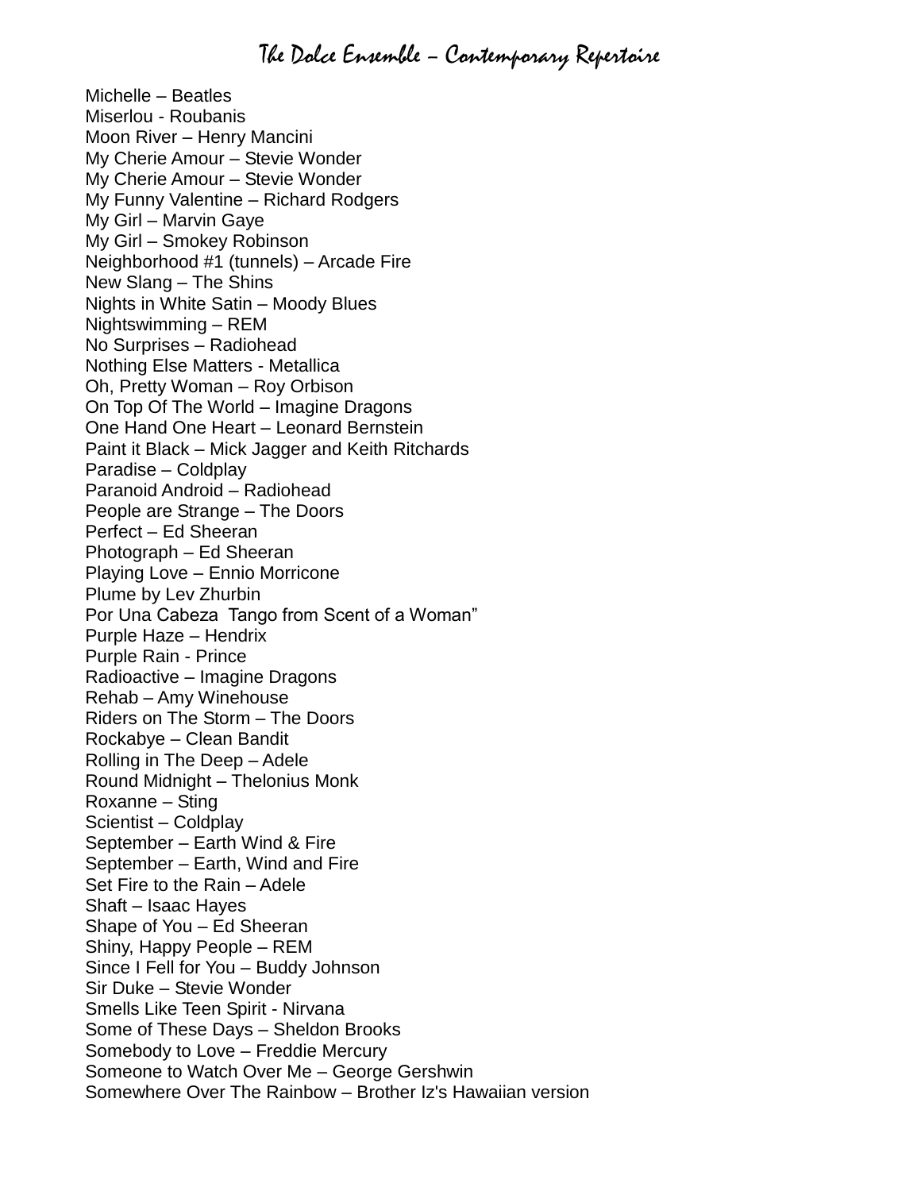# The Dolce Ensemble – Contemporary Repertoire

Michelle – Beatles
Miserlou - Roubanis
Moon River – Henry Mancini
My Cherie Amour – Stevie Wonder
My Cherie Amour – Stevie Wonder
My Funny Valentine – Richard Rodgers
My Girl – Marvin Gaye
My Girl – Smokey Robinson
Neighborhood #1 (tunnels) – Arcade Fire
New Slang – The Shins
Nights in White Satin – Moody Blues
Nightswimming – REM
No Surprises – Radiohead
Nothing Else Matters - Metallica
Oh, Pretty Woman – Roy Orbison
On Top Of The World – Imagine Dragons
One Hand One Heart – Leonard Bernstein
Paint it Black – Mick Jagger and Keith Ritchards
Paradise – Coldplay
Paranoid Android – Radiohead
People are Strange – The Doors
Perfect – Ed Sheeran
Photograph – Ed Sheeran
Playing Love – Ennio Morricone
Plume by Lev Zhurbin
Por Una Cabeza Tango from Scent of a Woman"
Purple Haze – Hendrix
Purple Rain - Prince
Radioactive – Imagine Dragons
Rehab – Amy Winehouse
Riders on The Storm – The Doors
Rockabye – Clean Bandit
Rolling in The Deep – Adele
Round Midnight – Thelonius Monk
Roxanne – Sting
Scientist – Coldplay
September – Earth Wind & Fire
September – Earth, Wind and Fire
Set Fire to the Rain – Adele
Shaft – Isaac Hayes
Shape of You – Ed Sheeran
Shiny, Happy People – REM
Since I Fell for You – Buddy Johnson
Sir Duke – Stevie Wonder
Smells Like Teen Spirit - Nirvana
Some of These Days – Sheldon Brooks
Somebody to Love – Freddie Mercury
Someone to Watch Over Me – George Gershwin
Somewhere Over The Rainbow – Brother Iz's Hawaiian version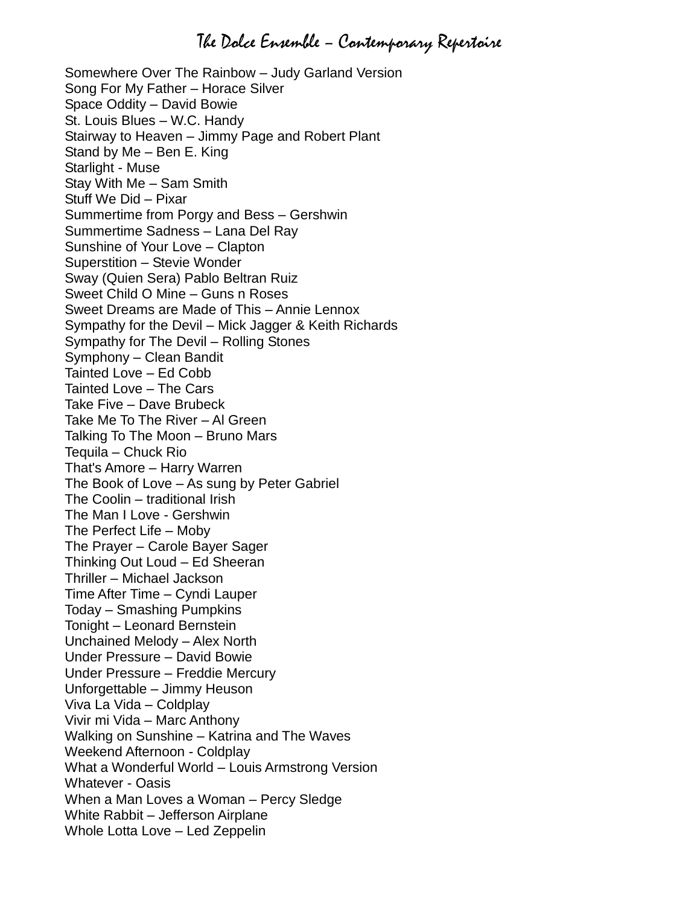# The Dolce Ensemble – Contemporary Repertoire

Somewhere Over The Rainbow – Judy Garland Version
Song For My Father – Horace Silver
Space Oddity – David Bowie
St. Louis Blues – W.C. Handy
Stairway to Heaven – Jimmy Page and Robert Plant
Stand by Me – Ben E. King
Starlight - Muse
Stay With Me – Sam Smith
Stuff We Did – Pixar
Summertime from Porgy and Bess – Gershwin
Summertime Sadness – Lana Del Ray
Sunshine of Your Love – Clapton
Superstition – Stevie Wonder
Sway (Quien Sera) Pablo Beltran Ruiz
Sweet Child O Mine – Guns n Roses
Sweet Dreams are Made of This – Annie Lennox
Sympathy for the Devil – Mick Jagger & Keith Richards
Sympathy for The Devil – Rolling Stones
Symphony – Clean Bandit
Tainted Love – Ed Cobb
Tainted Love – The Cars
Take Five – Dave Brubeck
Take Me To The River – Al Green
Talking To The Moon – Bruno Mars
Tequila – Chuck Rio
That's Amore – Harry Warren
The Book of Love – As sung by Peter Gabriel
The Coolin – traditional Irish
The Man I Love - Gershwin
The Perfect Life – Moby
The Prayer – Carole Bayer Sager
Thinking Out Loud – Ed Sheeran
Thriller – Michael Jackson
Time After Time – Cyndi Lauper
Today – Smashing Pumpkins
Tonight – Leonard Bernstein
Unchained Melody – Alex North
Under Pressure – David Bowie
Under Pressure – Freddie Mercury
Unforgettable – Jimmy Heuson
Viva La Vida – Coldplay
Vivir mi Vida – Marc Anthony
Walking on Sunshine – Katrina and The Waves
Weekend Afternoon - Coldplay
What a Wonderful World – Louis Armstrong Version
Whatever - Oasis
When a Man Loves a Woman – Percy Sledge
White Rabbit – Jefferson Airplane
Whole Lotta Love – Led Zeppelin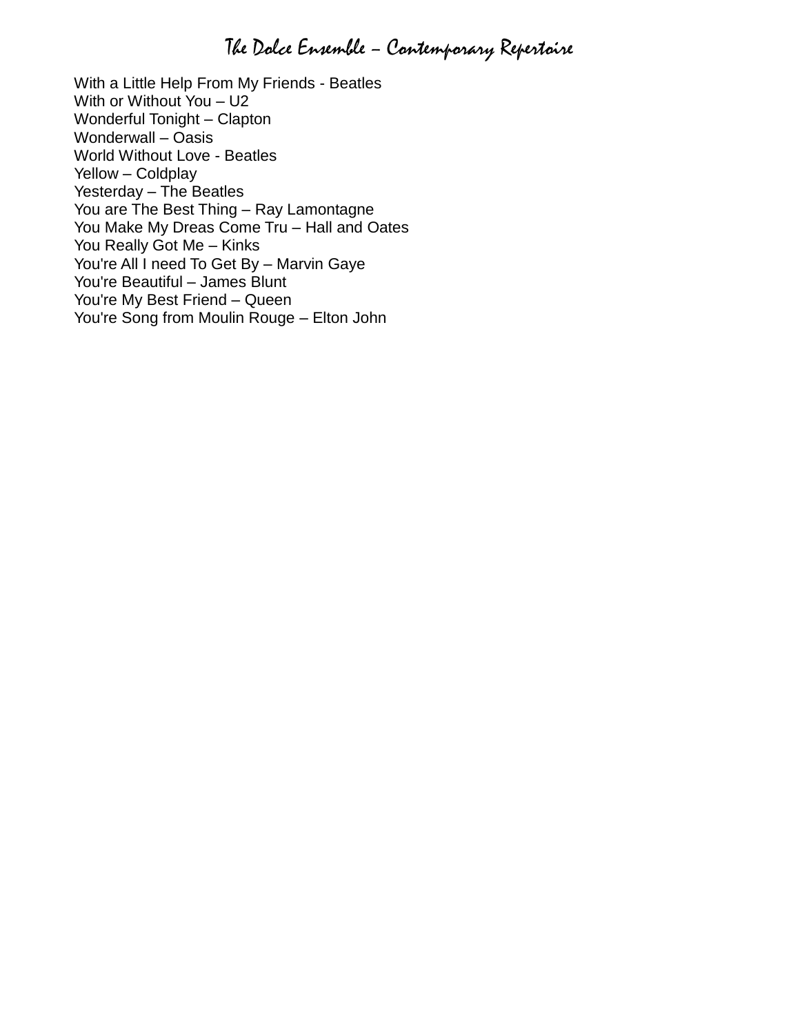# The Dolce Ensemble – Contemporary Repertoire

With a Little Help From My Friends - Beatles
With or Without You – U2
Wonderful Tonight – Clapton
Wonderwall – Oasis
World Without Love - Beatles
Yellow – Coldplay
Yesterday – The Beatles
You are The Best Thing – Ray Lamontagne
You Make My Dreas Come Tru – Hall and Oates
You Really Got Me – Kinks
You're All I need To Get By – Marvin Gaye
You're Beautiful – James Blunt
You're My Best Friend – Queen
You're Song from Moulin Rouge – Elton John